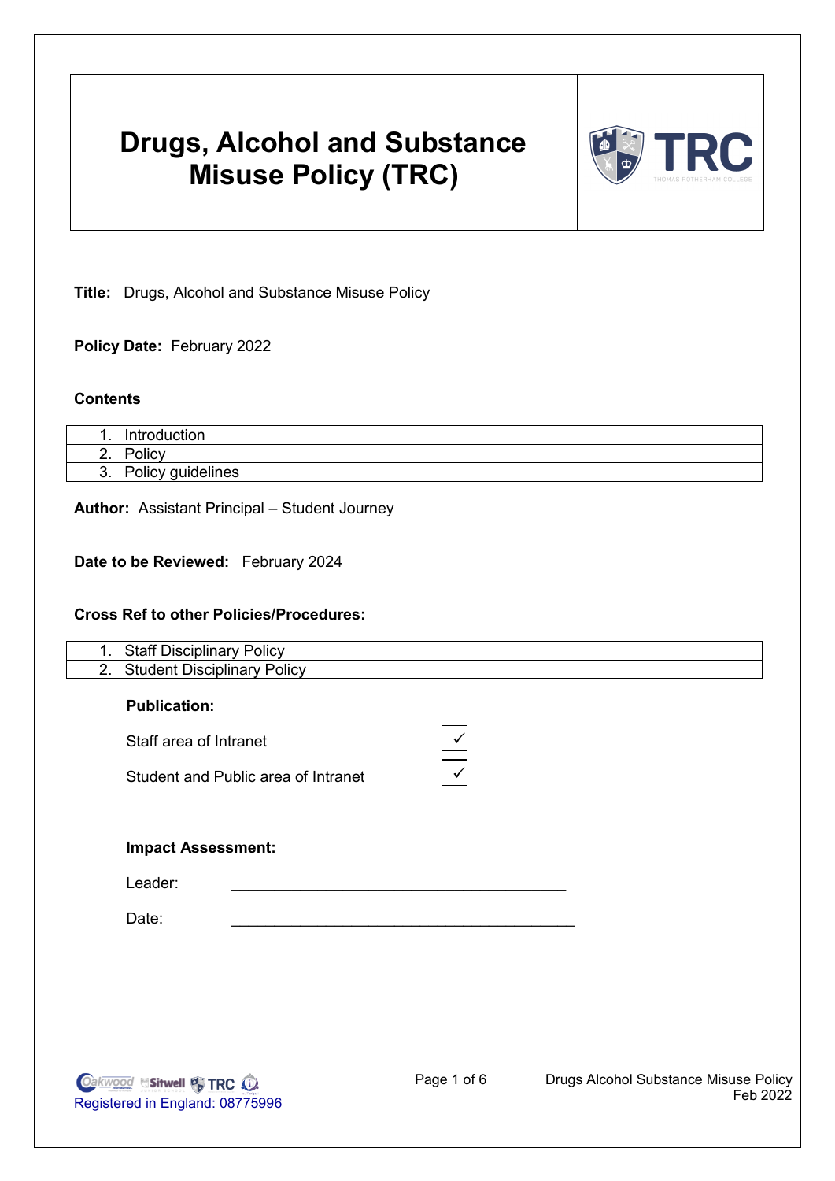# Drugs, Alcohol and Substance Misuse Policy (TRC)

**Title:** Drugs, Alcohol and Substance Misuse Policy

**Policy Date:** February 2022

**Contents**

| |
|---|
| 1. Introduction |
| 2. Policy |
| 3. Policy guidelines |

**Author:** Assistant Principal – Student Journey

**Date to be Reviewed:** February 2024

**Cross Ref to other Policies/Procedures:**

| |
|---|
| 1. Staff Disciplinary Policy |
| 2. Student Disciplinary Policy |

**Publication:**

| | |
|---|---|
| Staff area of Intranet | ✓ |
| Student and Public area of Intranet | ✓ |

**Impact Assessment:**

Leader: ________________________________________

Date: __________________________________________

Registered in England: 08775996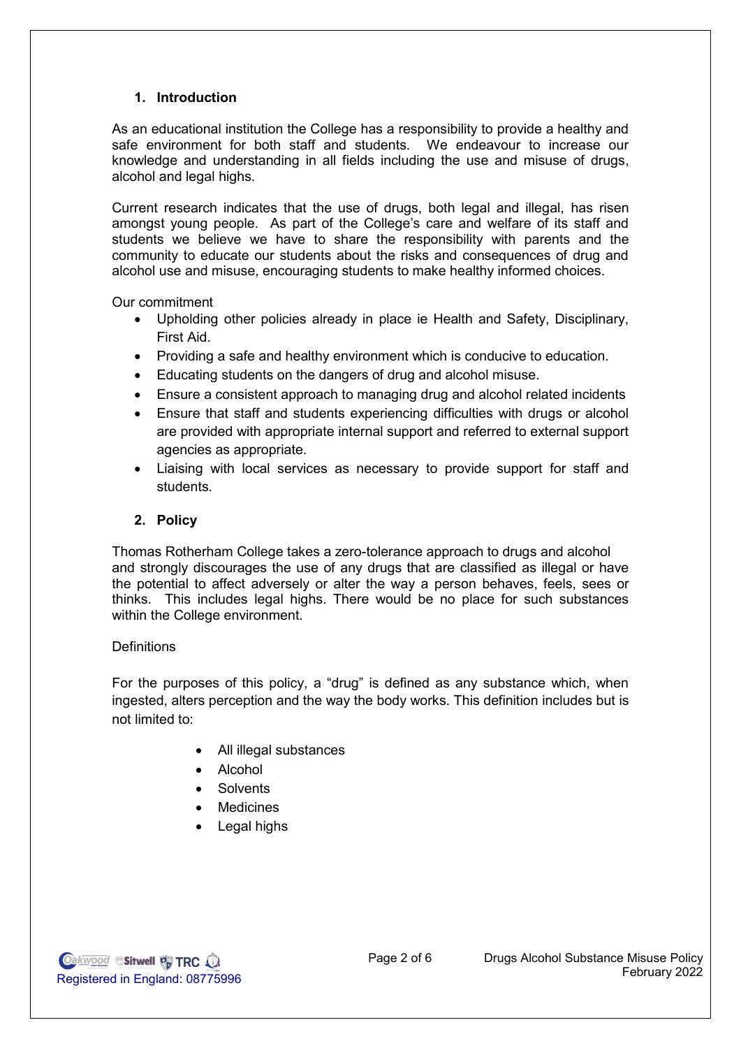## 1. Introduction

As an educational institution the College has a responsibility to provide a healthy and safe environment for both staff and students. We endeavour to increase our knowledge and understanding in all fields including the use and misuse of drugs, alcohol and legal highs.

Current research indicates that the use of drugs, both legal and illegal, has risen amongst young people. As part of the College's care and welfare of its staff and students we believe we have to share the responsibility with parents and the community to educate our students about the risks and consequences of drug and alcohol use and misuse, encouraging students to make healthy informed choices.

Our commitment

- Upholding other policies already in place ie Health and Safety, Disciplinary, First Aid.
- Providing a safe and healthy environment which is conducive to education.
- Educating students on the dangers of drug and alcohol misuse.
- Ensure a consistent approach to managing drug and alcohol related incidents
- Ensure that staff and students experiencing difficulties with drugs or alcohol are provided with appropriate internal support and referred to external support agencies as appropriate.
- Liaising with local services as necessary to provide support for staff and students.

## 2. Policy

Thomas Rotherham College takes a zero-tolerance approach to drugs and alcohol and strongly discourages the use of any drugs that are classified as illegal or have the potential to affect adversely or alter the way a person behaves, feels, sees or thinks. This includes legal highs. There would be no place for such substances within the College environment.

Definitions

For the purposes of this policy, a "drug" is defined as any substance which, when ingested, alters perception and the way the body works. This definition includes but is not limited to:

- All illegal substances
- Alcohol
- Solvents
- Medicines
- Legal highs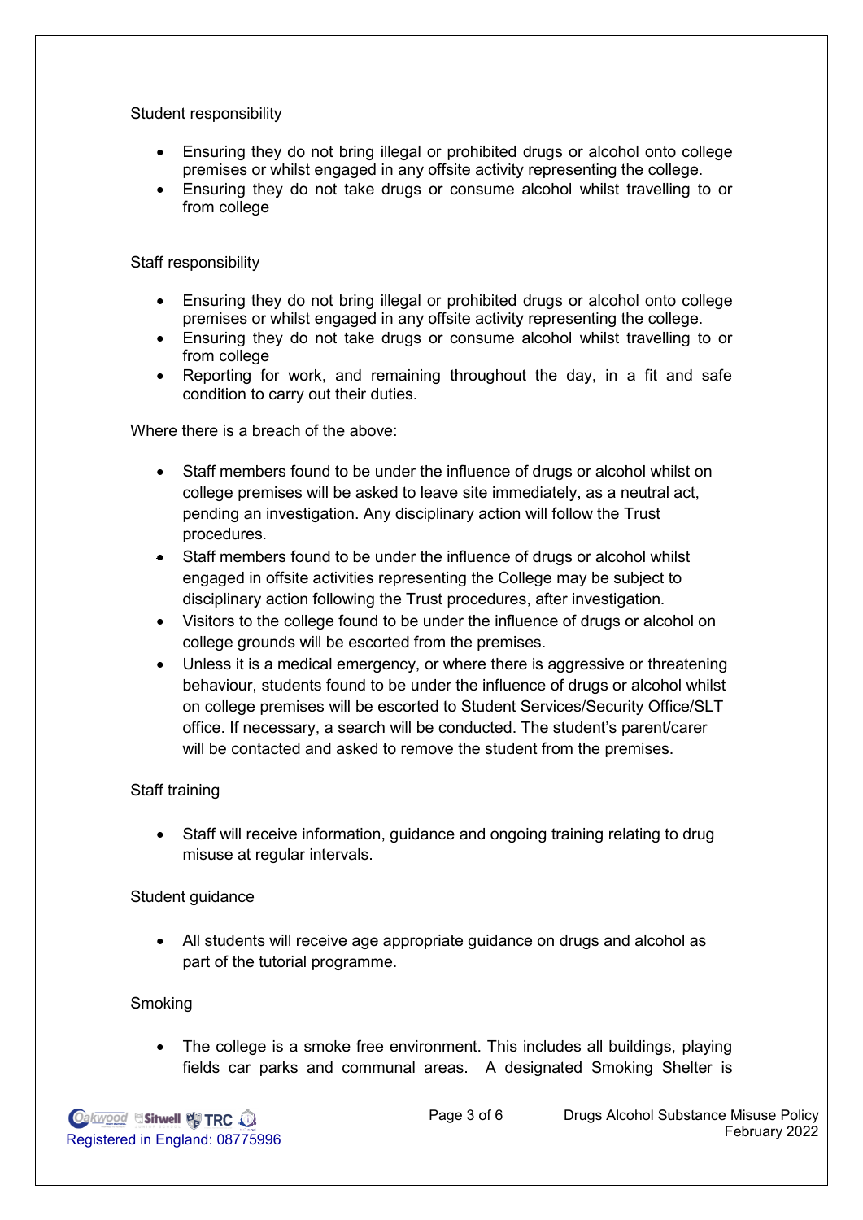Student responsibility

- Ensuring they do not bring illegal or prohibited drugs or alcohol onto college premises or whilst engaged in any offsite activity representing the college.
- Ensuring they do not take drugs or consume alcohol whilst travelling to or from college

Staff responsibility

- Ensuring they do not bring illegal or prohibited drugs or alcohol onto college premises or whilst engaged in any offsite activity representing the college.
- Ensuring they do not take drugs or consume alcohol whilst travelling to or from college
- Reporting for work, and remaining throughout the day, in a fit and safe condition to carry out their duties.

Where there is a breach of the above:

- Staff members found to be under the influence of drugs or alcohol whilst on college premises will be asked to leave site immediately, as a neutral act, pending an investigation. Any disciplinary action will follow the Trust procedures.
- Staff members found to be under the influence of drugs or alcohol whilst engaged in offsite activities representing the College may be subject to disciplinary action following the Trust procedures, after investigation.
- Visitors to the college found to be under the influence of drugs or alcohol on college grounds will be escorted from the premises.
- Unless it is a medical emergency, or where there is aggressive or threatening behaviour, students found to be under the influence of drugs or alcohol whilst on college premises will be escorted to Student Services/Security Office/SLT office. If necessary, a search will be conducted. The student's parent/carer will be contacted and asked to remove the student from the premises.

Staff training

- Staff will receive information, guidance and ongoing training relating to drug misuse at regular intervals.

Student guidance

- All students will receive age appropriate guidance on drugs and alcohol as part of the tutorial programme.

Smoking

- The college is a smoke free environment. This includes all buildings, playing fields car parks and communal areas. A designated Smoking Shelter is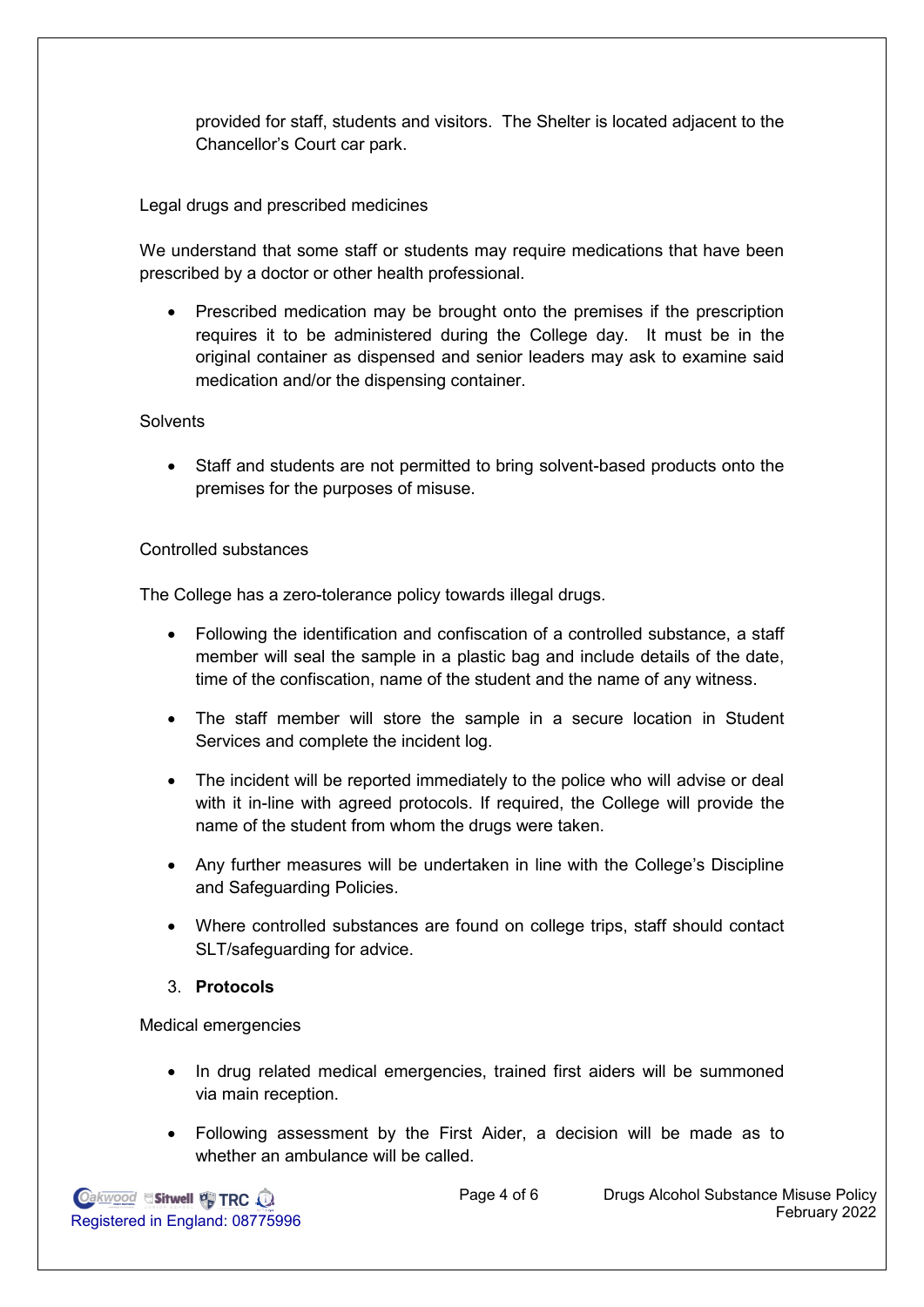provided for staff, students and visitors. The Shelter is located adjacent to the Chancellor's Court car park.

Legal drugs and prescribed medicines

We understand that some staff or students may require medications that have been prescribed by a doctor or other health professional.

- Prescribed medication may be brought onto the premises if the prescription requires it to be administered during the College day. It must be in the original container as dispensed and senior leaders may ask to examine said medication and/or the dispensing container.

Solvents

- Staff and students are not permitted to bring solvent-based products onto the premises for the purposes of misuse.

Controlled substances

The College has a zero-tolerance policy towards illegal drugs.

- Following the identification and confiscation of a controlled substance, a staff member will seal the sample in a plastic bag and include details of the date, time of the confiscation, name of the student and the name of any witness.
- The staff member will store the sample in a secure location in Student Services and complete the incident log.
- The incident will be reported immediately to the police who will advise or deal with it in-line with agreed protocols. If required, the College will provide the name of the student from whom the drugs were taken.
- Any further measures will be undertaken in line with the College's Discipline and Safeguarding Policies.
- Where controlled substances are found on college trips, staff should contact SLT/safeguarding for advice.

3. **Protocols**

Medical emergencies

- In drug related medical emergencies, trained first aiders will be summoned via main reception.
- Following assessment by the First Aider, a decision will be made as to whether an ambulance will be called.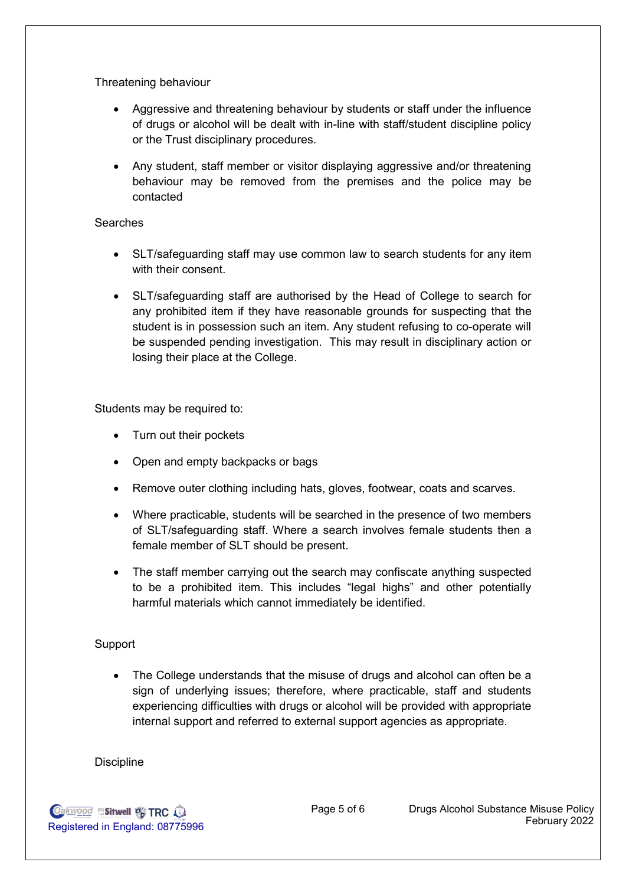Threatening behaviour

- Aggressive and threatening behaviour by students or staff under the influence of drugs or alcohol will be dealt with in-line with staff/student discipline policy or the Trust disciplinary procedures.
- Any student, staff member or visitor displaying aggressive and/or threatening behaviour may be removed from the premises and the police may be contacted

Searches

- SLT/safeguarding staff may use common law to search students for any item with their consent.
- SLT/safeguarding staff are authorised by the Head of College to search for any prohibited item if they have reasonable grounds for suspecting that the student is in possession such an item. Any student refusing to co-operate will be suspended pending investigation. This may result in disciplinary action or losing their place at the College.

Students may be required to:

- Turn out their pockets
- Open and empty backpacks or bags
- Remove outer clothing including hats, gloves, footwear, coats and scarves.
- Where practicable, students will be searched in the presence of two members of SLT/safeguarding staff. Where a search involves female students then a female member of SLT should be present.
- The staff member carrying out the search may confiscate anything suspected to be a prohibited item. This includes "legal highs" and other potentially harmful materials which cannot immediately be identified.

Support

- The College understands that the misuse of drugs and alcohol can often be a sign of underlying issues; therefore, where practicable, staff and students experiencing difficulties with drugs or alcohol will be provided with appropriate internal support and referred to external support agencies as appropriate.

Discipline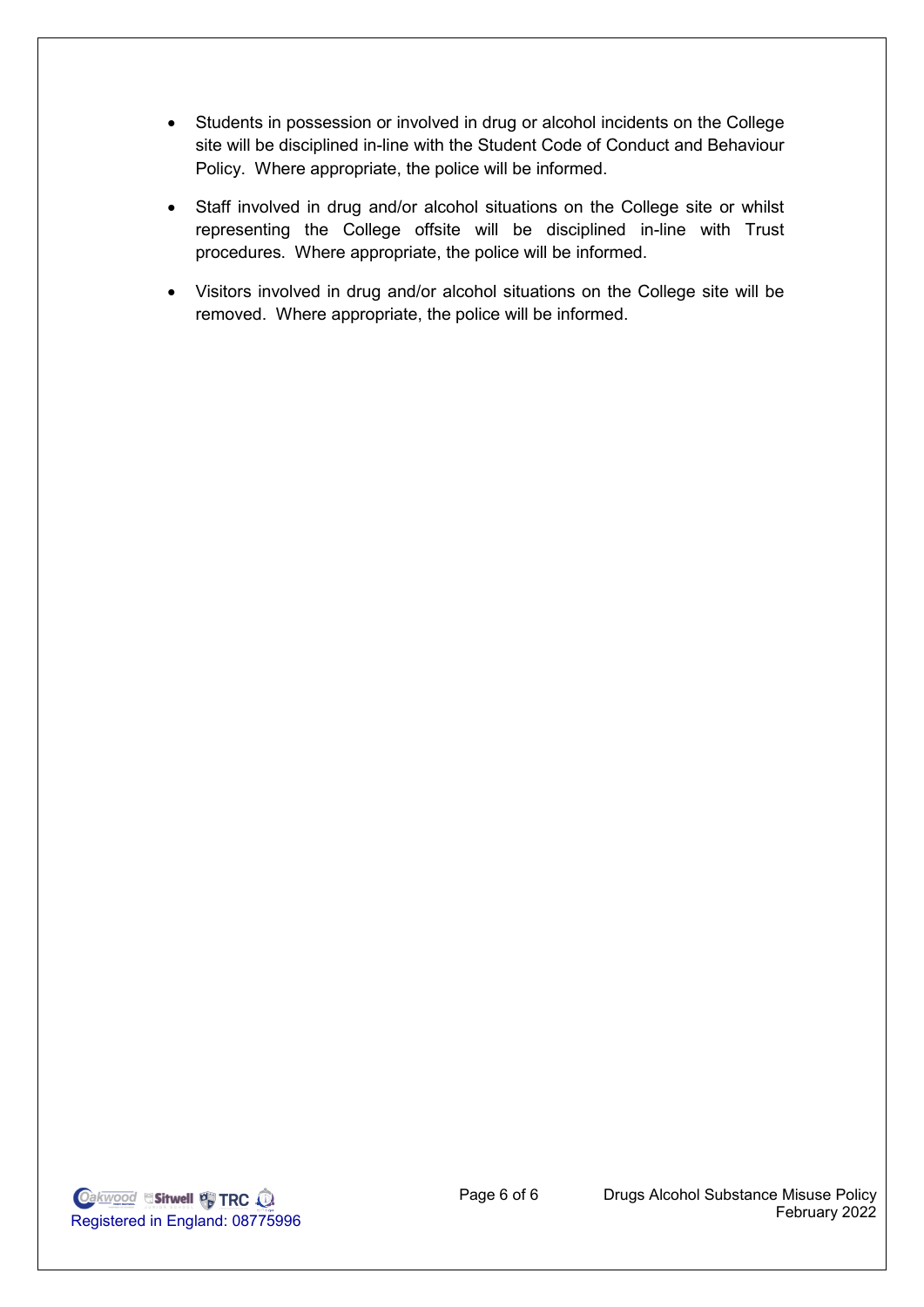- Students in possession or involved in drug or alcohol incidents on the College site will be disciplined in-line with the Student Code of Conduct and Behaviour Policy. Where appropriate, the police will be informed.
- Staff involved in drug and/or alcohol situations on the College site or whilst representing the College offsite will be disciplined in-line with Trust procedures. Where appropriate, the police will be informed.
- Visitors involved in drug and/or alcohol situations on the College site will be removed. Where appropriate, the police will be informed.